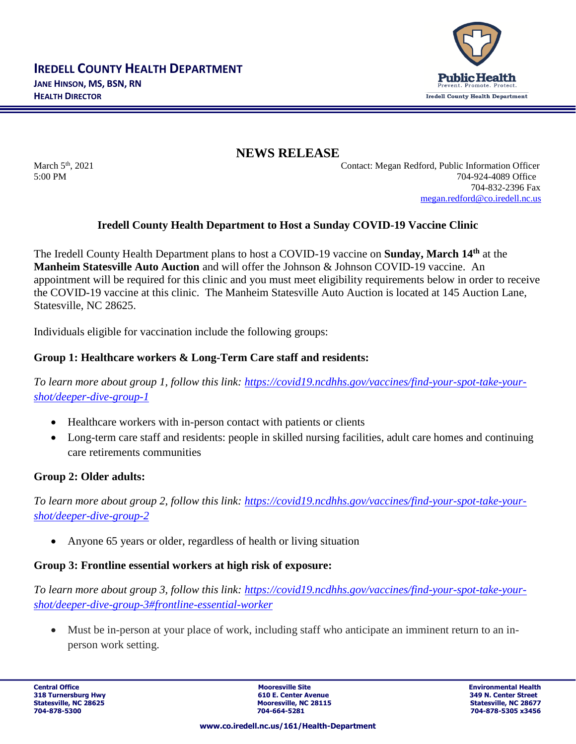# IREDELL COUNTY HEALTH DEPARTMENT

**JANE HINSON, MS, BSN, RN**
**HEALTH DIRECTOR**

Public Health
Prevent. Promote. Protect.
Iredell County Health Department

## NEWS RELEASE

March 5th, 2021
5:00 PM

Contact: Megan Redford, Public Information Officer
704-924-4089 Office
704-832-2396 Fax
megan.redford@co.iredell.nc.us

### Iredell County Health Department to Host a Sunday COVID-19 Vaccine Clinic

The Iredell County Health Department plans to host a COVID-19 vaccine on **Sunday, March 14th** at the **Manheim Statesville Auto Auction** and will offer the Johnson & Johnson COVID-19 vaccine. An appointment will be required for this clinic and you must meet eligibility requirements below in order to receive the COVID-19 vaccine at this clinic. The Manheim Statesville Auto Auction is located at 145 Auction Lane, Statesville, NC 28625.

Individuals eligible for vaccination include the following groups:

**Group 1: Healthcare workers & Long-Term Care staff and residents:**

*To learn more about group 1, follow this link: [https://covid19.ncdhhs.gov/vaccines/find-your-spot-take-your-shot/deeper-dive-group-1](https://covid19.ncdhhs.gov/vaccines/find-your-spot-take-your-shot/deeper-dive-group-1)*

- Healthcare workers with in-person contact with patients or clients
- Long-term care staff and residents: people in skilled nursing facilities, adult care homes and continuing care retirements communities

**Group 2: Older adults:**

*To learn more about group 2, follow this link: [https://covid19.ncdhhs.gov/vaccines/find-your-spot-take-your-shot/deeper-dive-group-2](https://covid19.ncdhhs.gov/vaccines/find-your-spot-take-your-shot/deeper-dive-group-2)*

- Anyone 65 years or older, regardless of health or living situation

**Group 3: Frontline essential workers at high risk of exposure:**

*To learn more about group 3, follow this link: [https://covid19.ncdhhs.gov/vaccines/find-your-spot-take-your-shot/deeper-dive-group-3#frontline-essential-worker](https://covid19.ncdhhs.gov/vaccines/find-your-spot-take-your-shot/deeper-dive-group-3#frontline-essential-worker)*

- Must be in-person at your place of work, including staff who anticipate an imminent return to an in-person work setting.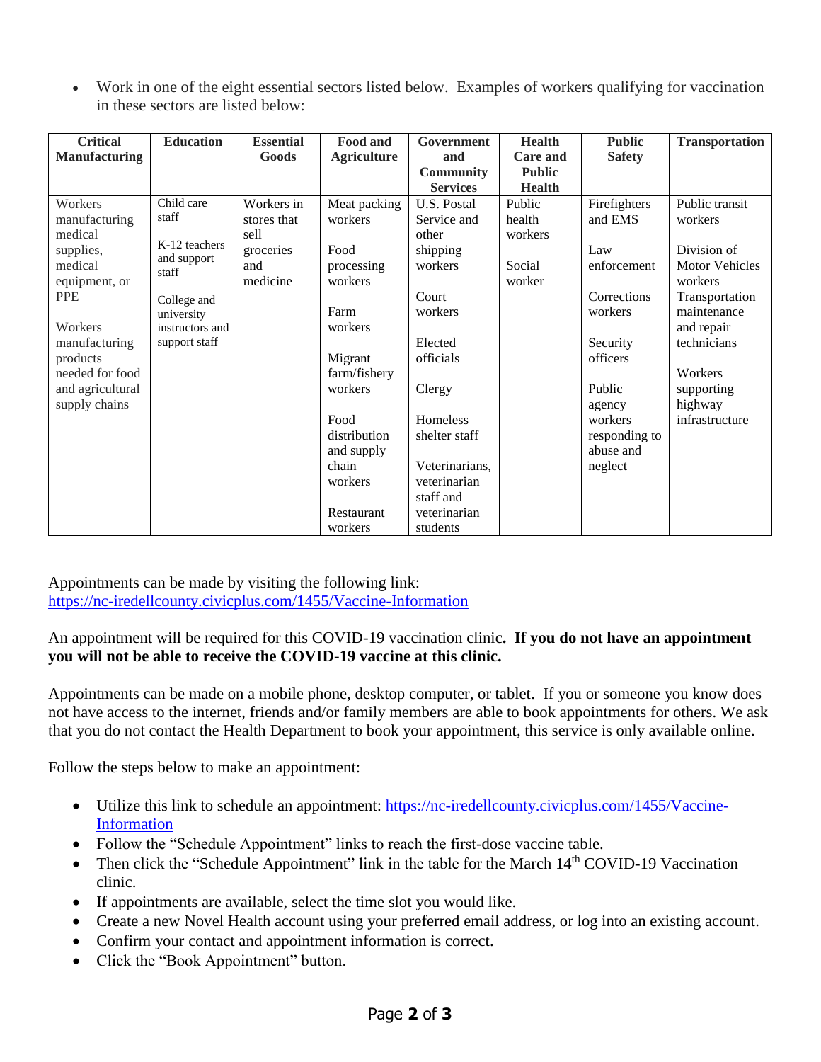- Work in one of the eight essential sectors listed below. Examples of workers qualifying for vaccination in these sectors are listed below:

| Critical Manufacturing | Education | Essential Goods | Food and Agriculture | Government and Community Services | Health Care and Public Health | Public Safety | Transportation |
|---|---|---|---|---|---|---|---|
| Workers manufacturing medical supplies, medical equipment, or PPE<br><br>Workers manufacturing products needed for food and agricultural supply chains | Child care staff<br><br>K-12 teachers and support staff<br><br>College and university instructors and support staff | Workers in stores that sell groceries and medicine | Meat packing workers<br><br>Food processing workers<br><br>Farm workers<br><br>Migrant farm/fishery workers<br><br>Food distribution and supply chain workers<br><br>Restaurant workers | U.S. Postal Service and other shipping workers<br><br>Court workers<br><br>Elected officials<br><br>Clergy<br><br>Homeless shelter staff<br><br>Veterinarians, veterinarian staff and veterinarian students | Public health workers<br><br>Social worker | Firefighters and EMS<br><br>Law enforcement<br><br>Corrections workers<br><br>Security officers<br><br>Public agency workers responding to abuse and neglect | Public transit workers<br><br>Division of Motor Vehicles workers<br><br>Transportation maintenance and repair technicians<br><br>Workers supporting highway infrastructure |

Appointments can be made by visiting the following link:
https://nc-iredellcounty.civicplus.com/1455/Vaccine-Information

An appointment will be required for this COVID-19 vaccination clinic. **If you do not have an appointment you will not be able to receive the COVID-19 vaccine at this clinic.**

Appointments can be made on a mobile phone, desktop computer, or tablet. If you or someone you know does not have access to the internet, friends and/or family members are able to book appointments for others. We ask that you do not contact the Health Department to book your appointment, this service is only available online.

Follow the steps below to make an appointment:

- Utilize this link to schedule an appointment: https://nc-iredellcounty.civicplus.com/1455/Vaccine-Information
- Follow the "Schedule Appointment" links to reach the first-dose vaccine table.
- Then click the "Schedule Appointment" link in the table for the March 14th COVID-19 Vaccination clinic.
- If appointments are available, select the time slot you would like.
- Create a new Novel Health account using your preferred email address, or log into an existing account.
- Confirm your contact and appointment information is correct.
- Click the "Book Appointment" button.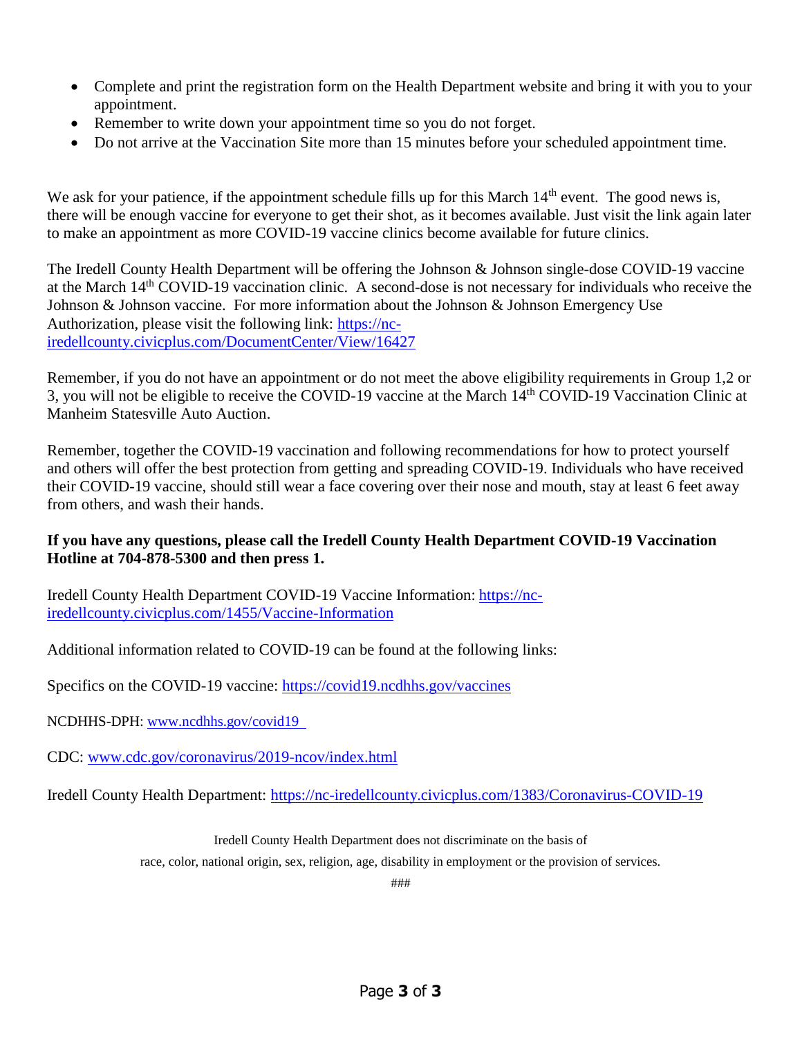- Complete and print the registration form on the Health Department website and bring it with you to your appointment.
- Remember to write down your appointment time so you do not forget.
- Do not arrive at the Vaccination Site more than 15 minutes before your scheduled appointment time.

We ask for your patience, if the appointment schedule fills up for this March 14th event. The good news is, there will be enough vaccine for everyone to get their shot, as it becomes available. Just visit the link again later to make an appointment as more COVID-19 vaccine clinics become available for future clinics.

The Iredell County Health Department will be offering the Johnson & Johnson single-dose COVID-19 vaccine at the March 14th COVID-19 vaccination clinic. A second-dose is not necessary for individuals who receive the Johnson & Johnson vaccine. For more information about the Johnson & Johnson Emergency Use Authorization, please visit the following link: https://nc-iredellcounty.civicplus.com/DocumentCenter/View/16427

Remember, if you do not have an appointment or do not meet the above eligibility requirements in Group 1,2 or 3, you will not be eligible to receive the COVID-19 vaccine at the March 14th COVID-19 Vaccination Clinic at Manheim Statesville Auto Auction.

Remember, together the COVID-19 vaccination and following recommendations for how to protect yourself and others will offer the best protection from getting and spreading COVID-19. Individuals who have received their COVID-19 vaccine, should still wear a face covering over their nose and mouth, stay at least 6 feet away from others, and wash their hands.

**If you have any questions, please call the Iredell County Health Department COVID-19 Vaccination Hotline at 704-878-5300 and then press 1.**

Iredell County Health Department COVID-19 Vaccine Information: https://nc-iredellcounty.civicplus.com/1455/Vaccine-Information

Additional information related to COVID-19 can be found at the following links:

Specifics on the COVID-19 vaccine: https://covid19.ncdhhs.gov/vaccines

NCDHHS-DPH: www.ncdhhs.gov/covid19

CDC: www.cdc.gov/coronavirus/2019-ncov/index.html

Iredell County Health Department: https://nc-iredellcounty.civicplus.com/1383/Coronavirus-COVID-19

Iredell County Health Department does not discriminate on the basis of race, color, national origin, sex, religion, age, disability in employment or the provision of services.

###